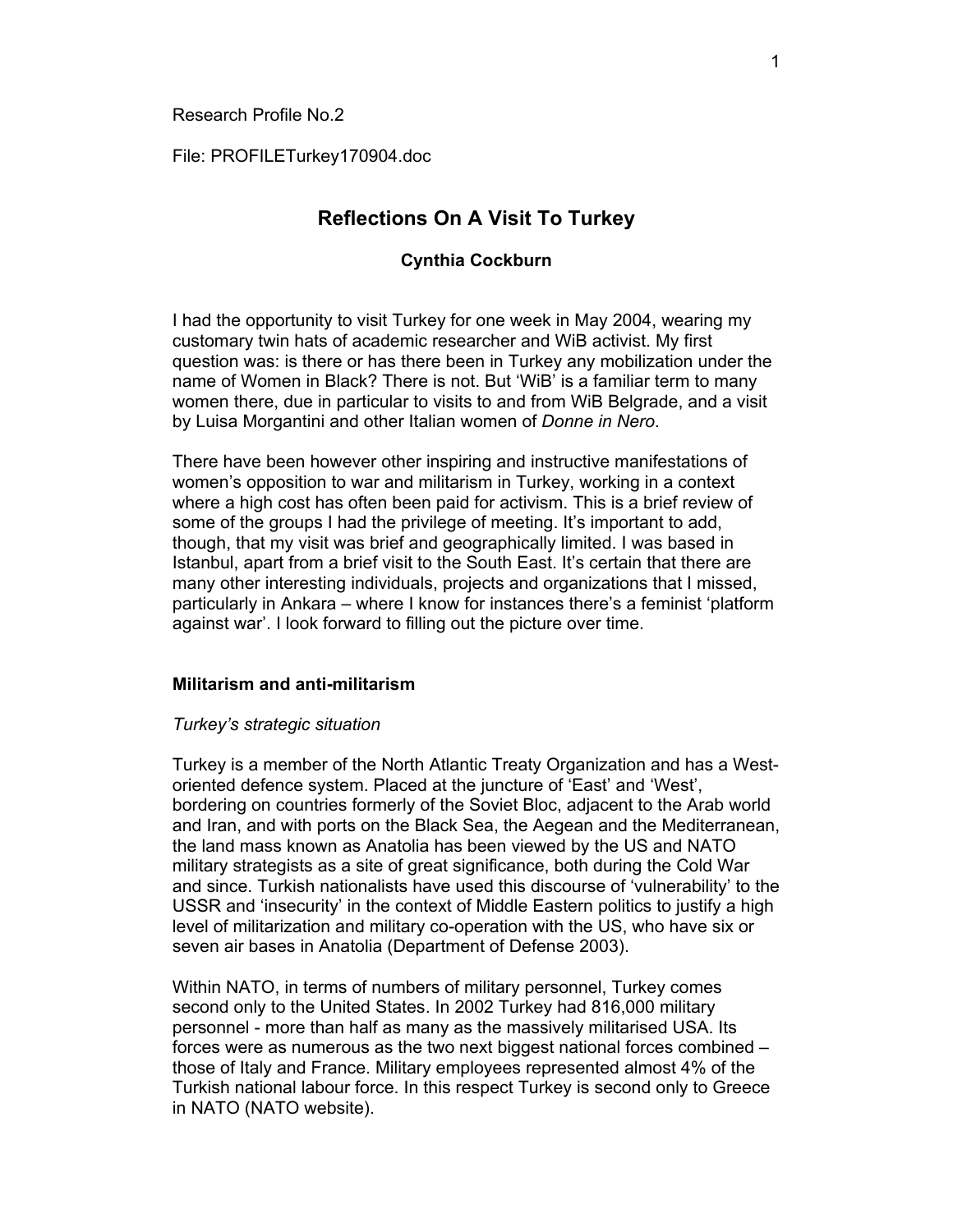Research Profile No.2

File: PROFILETurkey170904.doc

# Reflections On A Visit To Turkey

**Cynthia Cockburn**

I had the opportunity to visit Turkey for one week in May 2004, wearing my customary twin hats of academic researcher and WiB activist. My first question was: is there or has there been in Turkey any mobilization under the name of Women in Black? There is not. But 'WiB' is a familiar term to many women there, due in particular to visits to and from WiB Belgrade, and a visit by Luisa Morgantini and other Italian women of *Donne in Nero*.

There have been however other inspiring and instructive manifestations of women's opposition to war and militarism in Turkey, working in a context where a high cost has often been paid for activism. This is a brief review of some of the groups I had the privilege of meeting. It's important to add, though, that my visit was brief and geographically limited. I was based in Istanbul, apart from a brief visit to the South East. It's certain that there are many other interesting individuals, projects and organizations that I missed, particularly in Ankara – where I know for instances there's a feminist 'platform against war'. I look forward to filling out the picture over time.

## Militarism and anti-militarism

### *Turkey's strategic situation*

Turkey is a member of the North Atlantic Treaty Organization and has a West-oriented defence system. Placed at the juncture of 'East' and 'West', bordering on countries formerly of the Soviet Bloc, adjacent to the Arab world and Iran, and with ports on the Black Sea, the Aegean and the Mediterranean, the land mass known as Anatolia has been viewed by the US and NATO military strategists as a site of great significance, both during the Cold War and since. Turkish nationalists have used this discourse of 'vulnerability' to the USSR and 'insecurity' in the context of Middle Eastern politics to justify a high level of militarization and military co-operation with the US, who have six or seven air bases in Anatolia (Department of Defense 2003).

Within NATO, in terms of numbers of military personnel, Turkey comes second only to the United States. In 2002 Turkey had 816,000 military personnel - more than half as many as the massively militarised USA. Its forces were as numerous as the two next biggest national forces combined – those of Italy and France. Military employees represented almost 4% of the Turkish national labour force. In this respect Turkey is second only to Greece in NATO (NATO website).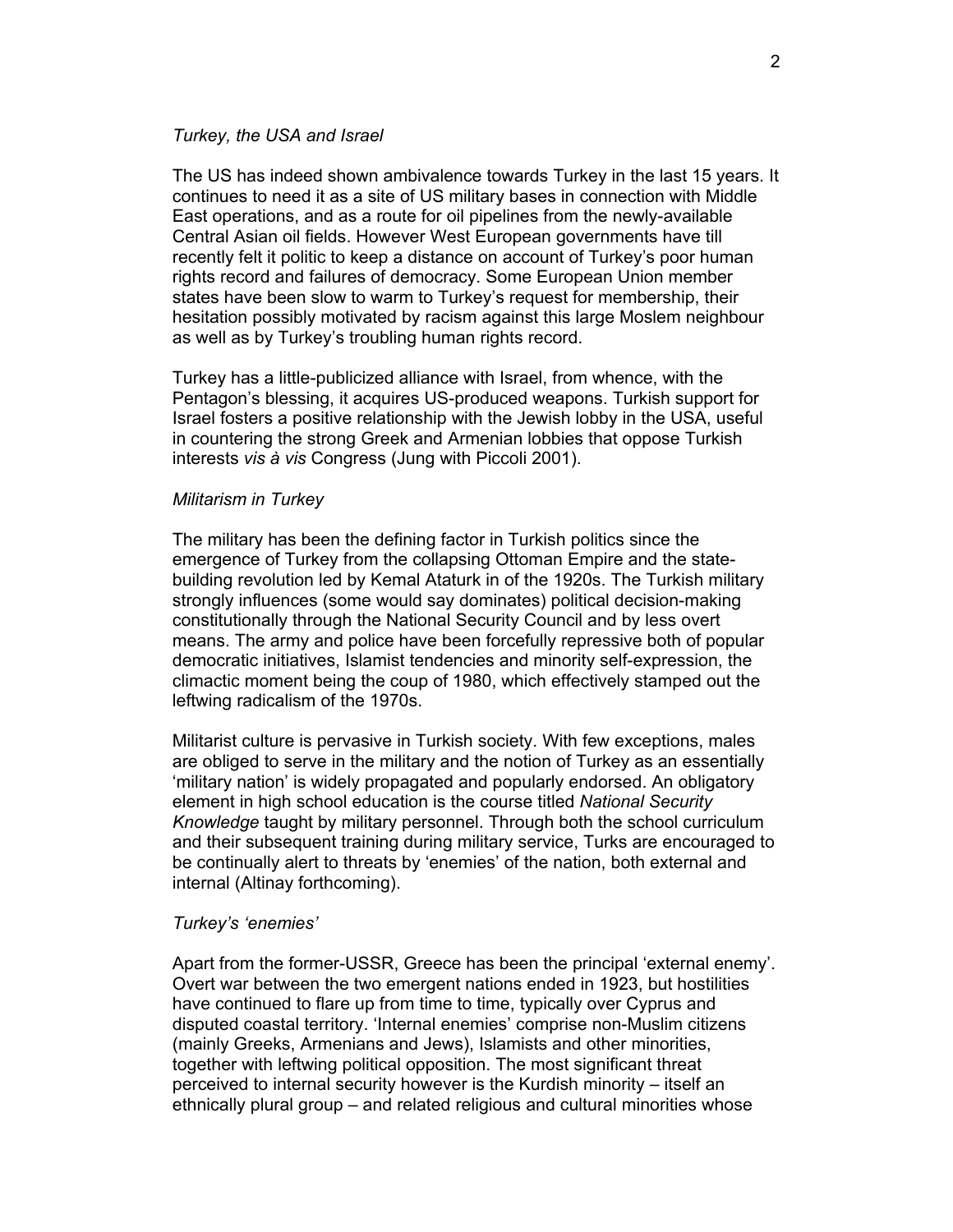*Turkey, the USA and Israel*

The US has indeed shown ambivalence towards Turkey in the last 15 years. It continues to need it as a site of US military bases in connection with Middle East operations, and as a route for oil pipelines from the newly-available Central Asian oil fields. However West European governments have till recently felt it politic to keep a distance on account of Turkey's poor human rights record and failures of democracy. Some European Union member states have been slow to warm to Turkey's request for membership, their hesitation possibly motivated by racism against this large Moslem neighbour as well as by Turkey's troubling human rights record.

Turkey has a little-publicized alliance with Israel, from whence, with the Pentagon's blessing, it acquires US-produced weapons. Turkish support for Israel fosters a positive relationship with the Jewish lobby in the USA, useful in countering the strong Greek and Armenian lobbies that oppose Turkish interests *vis à vis* Congress (Jung with Piccoli 2001).

*Militarism in Turkey*

The military has been the defining factor in Turkish politics since the emergence of Turkey from the collapsing Ottoman Empire and the state-building revolution led by Kemal Ataturk in of the 1920s. The Turkish military strongly influences (some would say dominates) political decision-making constitutionally through the National Security Council and by less overt means. The army and police have been forcefully repressive both of popular democratic initiatives, Islamist tendencies and minority self-expression, the climactic moment being the coup of 1980, which effectively stamped out the leftwing radicalism of the 1970s.

Militarist culture is pervasive in Turkish society. With few exceptions, males are obliged to serve in the military and the notion of Turkey as an essentially 'military nation' is widely propagated and popularly endorsed. An obligatory element in high school education is the course titled *National Security Knowledge* taught by military personnel. Through both the school curriculum and their subsequent training during military service, Turks are encouraged to be continually alert to threats by 'enemies' of the nation, both external and internal (Altinay forthcoming).

*Turkey's 'enemies'*

Apart from the former-USSR, Greece has been the principal 'external enemy'. Overt war between the two emergent nations ended in 1923, but hostilities have continued to flare up from time to time, typically over Cyprus and disputed coastal territory. 'Internal enemies' comprise non-Muslim citizens (mainly Greeks, Armenians and Jews), Islamists and other minorities, together with leftwing political opposition. The most significant threat perceived to internal security however is the Kurdish minority – itself an ethnically plural group – and related religious and cultural minorities whose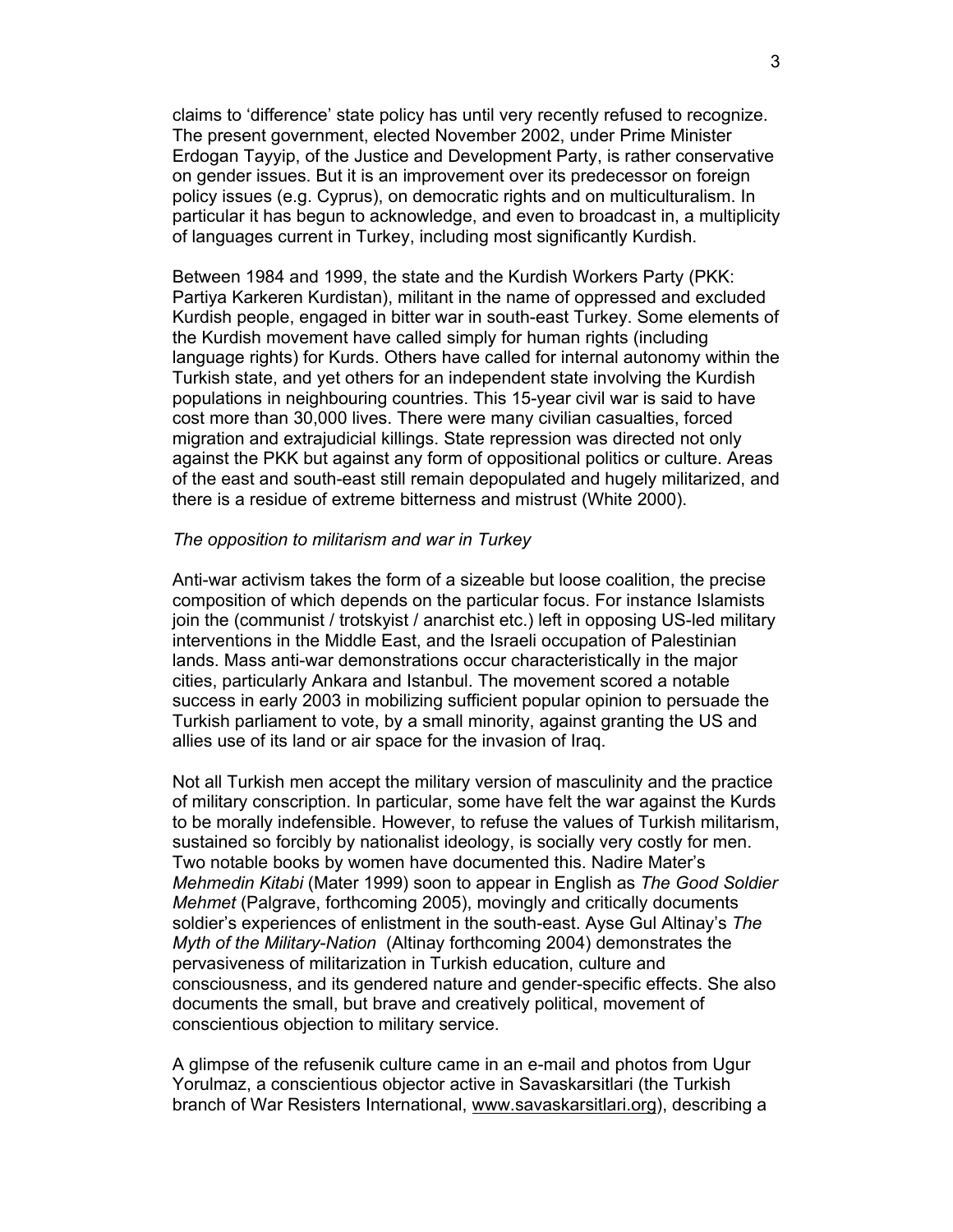claims to 'difference' state policy has until very recently refused to recognize. The present government, elected November 2002, under Prime Minister Erdogan Tayyip, of the Justice and Development Party, is rather conservative on gender issues. But it is an improvement over its predecessor on foreign policy issues (e.g. Cyprus), on democratic rights and on multiculturalism. In particular it has begun to acknowledge, and even to broadcast in, a multiplicity of languages current in Turkey, including most significantly Kurdish.

Between 1984 and 1999, the state and the Kurdish Workers Party (PKK: Partiya Karkeren Kurdistan), militant in the name of oppressed and excluded Kurdish people, engaged in bitter war in south-east Turkey. Some elements of the Kurdish movement have called simply for human rights (including language rights) for Kurds. Others have called for internal autonomy within the Turkish state, and yet others for an independent state involving the Kurdish populations in neighbouring countries. This 15-year civil war is said to have cost more than 30,000 lives. There were many civilian casualties, forced migration and extrajudicial killings. State repression was directed not only against the PKK but against any form of oppositional politics or culture. Areas of the east and south-east still remain depopulated and hugely militarized, and there is a residue of extreme bitterness and mistrust (White 2000).

*The opposition to militarism and war in Turkey*

Anti-war activism takes the form of a sizeable but loose coalition, the precise composition of which depends on the particular focus. For instance Islamists join the (communist / trotskyist / anarchist etc.) left in opposing US-led military interventions in the Middle East, and the Israeli occupation of Palestinian lands. Mass anti-war demonstrations occur characteristically in the major cities, particularly Ankara and Istanbul. The movement scored a notable success in early 2003 in mobilizing sufficient popular opinion to persuade the Turkish parliament to vote, by a small minority, against granting the US and allies use of its land or air space for the invasion of Iraq.

Not all Turkish men accept the military version of masculinity and the practice of military conscription. In particular, some have felt the war against the Kurds to be morally indefensible. However, to refuse the values of Turkish militarism, sustained so forcibly by nationalist ideology, is socially very costly for men. Two notable books by women have documented this. Nadire Mater's *Mehmedin Kitabi* (Mater 1999) soon to appear in English as *The Good Soldier Mehmet* (Palgrave, forthcoming 2005), movingly and critically documents soldier's experiences of enlistment in the south-east. Ayse Gul Altinay's *The Myth of the Military-Nation* (Altinay forthcoming 2004) demonstrates the pervasiveness of militarization in Turkish education, culture and consciousness, and its gendered nature and gender-specific effects. She also documents the small, but brave and creatively political, movement of conscientious objection to military service.

A glimpse of the refusenik culture came in an e-mail and photos from Ugur Yorulmaz, a conscientious objector active in Savaskarsitlari (the Turkish branch of War Resisters International, www.savaskarsitlari.org), describing a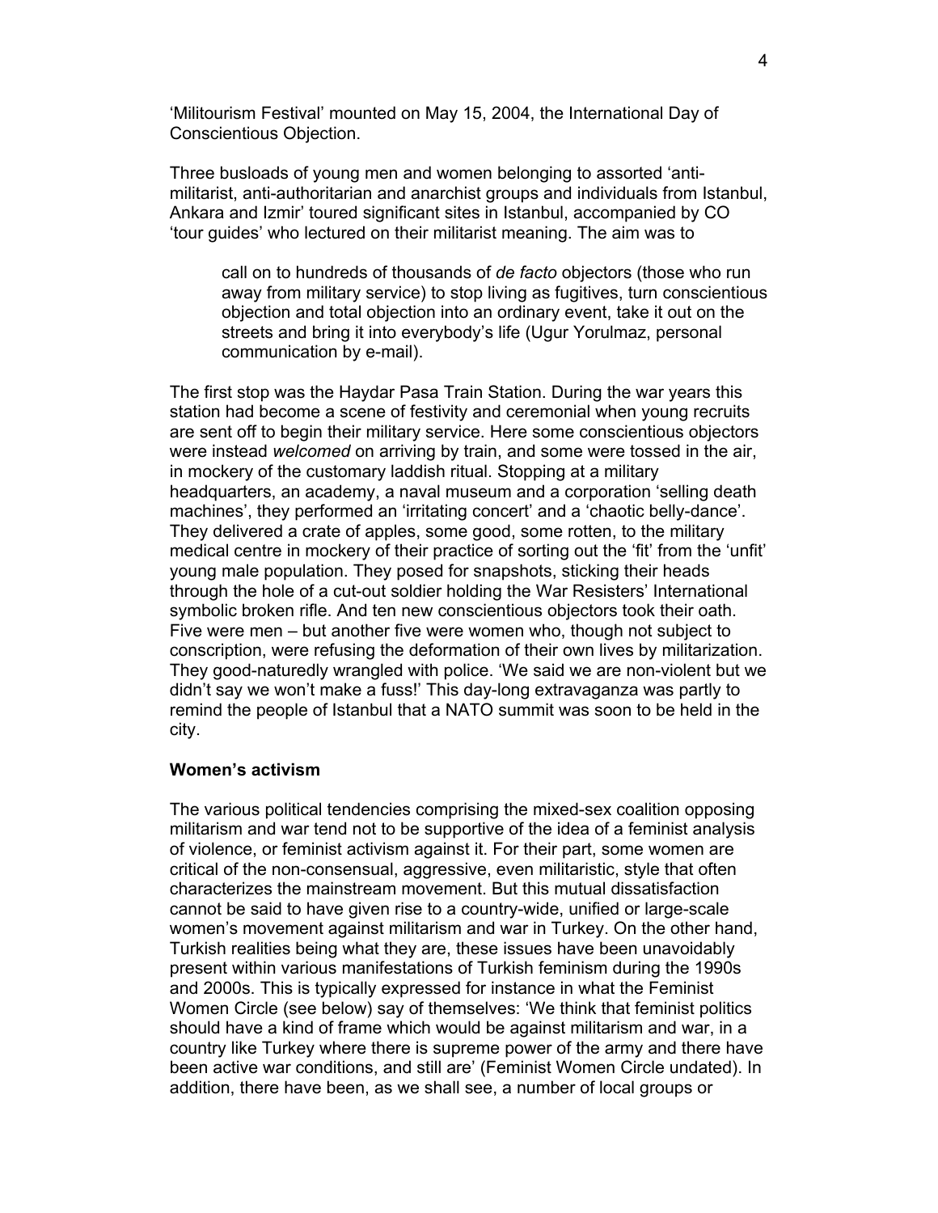'Militourism Festival' mounted on May 15, 2004, the International Day of Conscientious Objection.

Three busloads of young men and women belonging to assorted 'anti-militarist, anti-authoritarian and anarchist groups and individuals from Istanbul, Ankara and Izmir' toured significant sites in Istanbul, accompanied by CO 'tour guides' who lectured on their militarist meaning. The aim was to

> call on to hundreds of thousands of *de facto* objectors (those who run away from military service) to stop living as fugitives, turn conscientious objection and total objection into an ordinary event, take it out on the streets and bring it into everybody's life (Ugur Yorulmaz, personal communication by e-mail).

The first stop was the Haydar Pasa Train Station. During the war years this station had become a scene of festivity and ceremonial when young recruits are sent off to begin their military service. Here some conscientious objectors were instead *welcomed* on arriving by train, and some were tossed in the air, in mockery of the customary laddish ritual. Stopping at a military headquarters, an academy, a naval museum and a corporation 'selling death machines', they performed an 'irritating concert' and a 'chaotic belly-dance'. They delivered a crate of apples, some good, some rotten, to the military medical centre in mockery of their practice of sorting out the 'fit' from the 'unfit' young male population. They posed for snapshots, sticking their heads through the hole of a cut-out soldier holding the War Resisters' International symbolic broken rifle. And ten new conscientious objectors took their oath. Five were men – but another five were women who, though not subject to conscription, were refusing the deformation of their own lives by militarization. They good-naturedly wrangled with police. 'We said we are non-violent but we didn't say we won't make a fuss!' This day-long extravaganza was partly to remind the people of Istanbul that a NATO summit was soon to be held in the city.

**Women's activism**

The various political tendencies comprising the mixed-sex coalition opposing militarism and war tend not to be supportive of the idea of a feminist analysis of violence, or feminist activism against it. For their part, some women are critical of the non-consensual, aggressive, even militaristic, style that often characterizes the mainstream movement. But this mutual dissatisfaction cannot be said to have given rise to a country-wide, unified or large-scale women's movement against militarism and war in Turkey. On the other hand, Turkish realities being what they are, these issues have been unavoidably present within various manifestations of Turkish feminism during the 1990s and 2000s. This is typically expressed for instance in what the Feminist Women Circle (see below) say of themselves: 'We think that feminist politics should have a kind of frame which would be against militarism and war, in a country like Turkey where there is supreme power of the army and there have been active war conditions, and still are' (Feminist Women Circle undated). In addition, there have been, as we shall see, a number of local groups or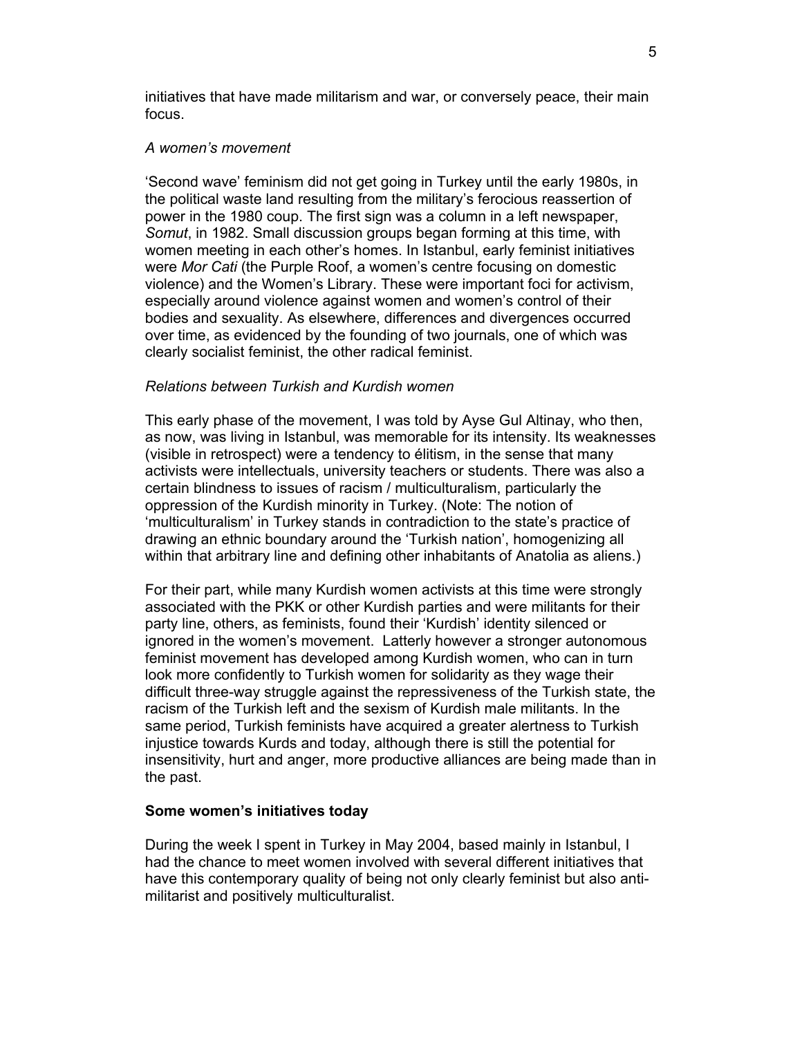initiatives that have made militarism and war, or conversely peace, their main focus.

*A women's movement*

'Second wave' feminism did not get going in Turkey until the early 1980s, in the political waste land resulting from the military's ferocious reassertion of power in the 1980 coup. The first sign was a column in a left newspaper, *Somut*, in 1982. Small discussion groups began forming at this time, with women meeting in each other's homes. In Istanbul, early feminist initiatives were *Mor Cati* (the Purple Roof, a women's centre focusing on domestic violence) and the Women's Library. These were important foci for activism, especially around violence against women and women's control of their bodies and sexuality. As elsewhere, differences and divergences occurred over time, as evidenced by the founding of two journals, one of which was clearly socialist feminist, the other radical feminist.

*Relations between Turkish and Kurdish women*

This early phase of the movement, I was told by Ayse Gul Altinay, who then, as now, was living in Istanbul, was memorable for its intensity. Its weaknesses (visible in retrospect) were a tendency to élitism, in the sense that many activists were intellectuals, university teachers or students. There was also a certain blindness to issues of racism / multiculturalism, particularly the oppression of the Kurdish minority in Turkey. (Note: The notion of 'multiculturalism' in Turkey stands in contradiction to the state's practice of drawing an ethnic boundary around the 'Turkish nation', homogenizing all within that arbitrary line and defining other inhabitants of Anatolia as aliens.)

For their part, while many Kurdish women activists at this time were strongly associated with the PKK or other Kurdish parties and were militants for their party line, others, as feminists, found their 'Kurdish' identity silenced or ignored in the women's movement. Latterly however a stronger autonomous feminist movement has developed among Kurdish women, who can in turn look more confidently to Turkish women for solidarity as they wage their difficult three-way struggle against the repressiveness of the Turkish state, the racism of the Turkish left and the sexism of Kurdish male militants. In the same period, Turkish feminists have acquired a greater alertness to Turkish injustice towards Kurds and today, although there is still the potential for insensitivity, hurt and anger, more productive alliances are being made than in the past.

**Some women's initiatives today**

During the week I spent in Turkey in May 2004, based mainly in Istanbul, I had the chance to meet women involved with several different initiatives that have this contemporary quality of being not only clearly feminist but also anti-militarist and positively multiculturalist.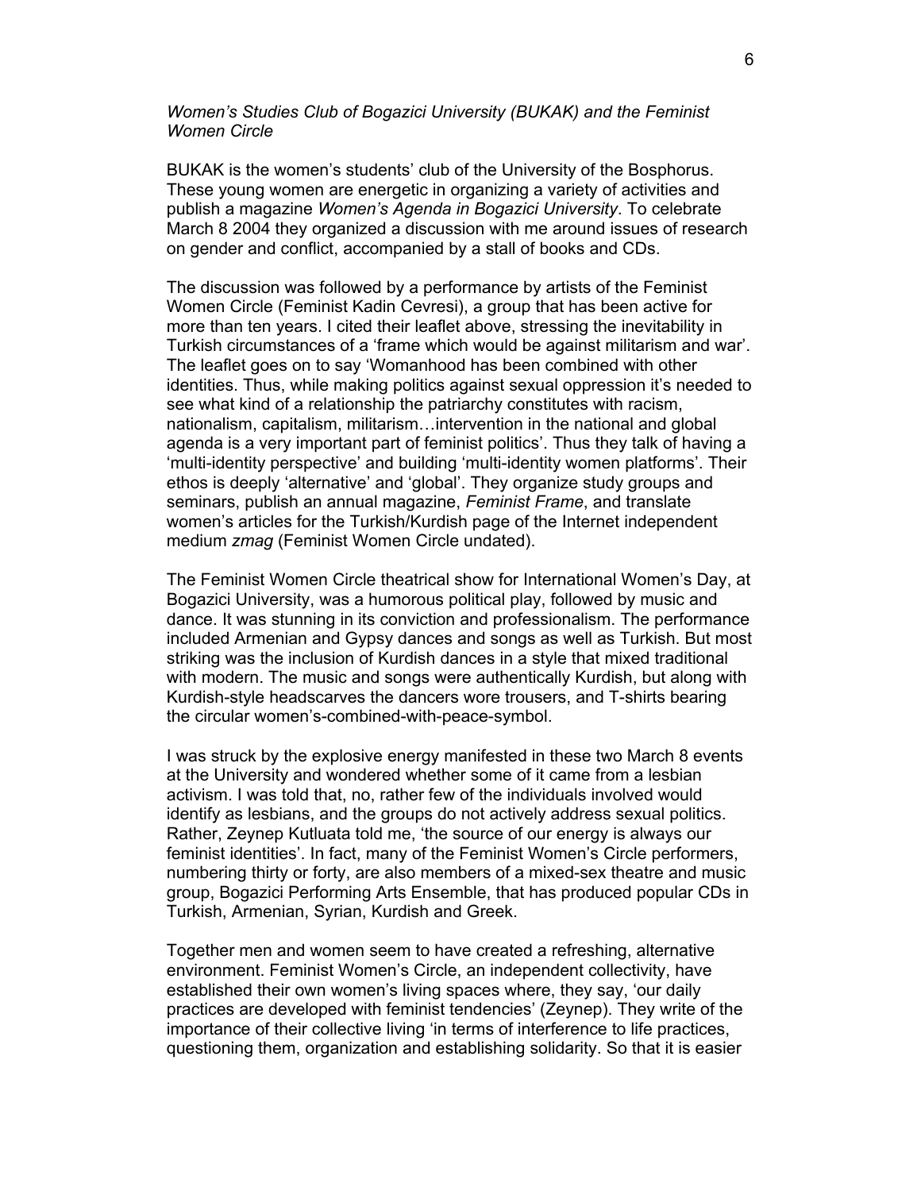*Women's Studies Club of Bogazici University (BUKAK) and the Feminist Women Circle*

BUKAK is the women's students' club of the University of the Bosphorus. These young women are energetic in organizing a variety of activities and publish a magazine *Women's Agenda in Bogazici University*. To celebrate March 8 2004 they organized a discussion with me around issues of research on gender and conflict, accompanied by a stall of books and CDs.

The discussion was followed by a performance by artists of the Feminist Women Circle (Feminist Kadin Cevresi), a group that has been active for more than ten years. I cited their leaflet above, stressing the inevitability in Turkish circumstances of a 'frame which would be against militarism and war'. The leaflet goes on to say 'Womanhood has been combined with other identities. Thus, while making politics against sexual oppression it's needed to see what kind of a relationship the patriarchy constitutes with racism, nationalism, capitalism, militarism…intervention in the national and global agenda is a very important part of feminist politics'. Thus they talk of having a 'multi-identity perspective' and building 'multi-identity women platforms'. Their ethos is deeply 'alternative' and 'global'. They organize study groups and seminars, publish an annual magazine, *Feminist Frame*, and translate women's articles for the Turkish/Kurdish page of the Internet independent medium *zmag* (Feminist Women Circle undated).

The Feminist Women Circle theatrical show for International Women's Day, at Bogazici University, was a humorous political play, followed by music and dance. It was stunning in its conviction and professionalism. The performance included Armenian and Gypsy dances and songs as well as Turkish. But most striking was the inclusion of Kurdish dances in a style that mixed traditional with modern. The music and songs were authentically Kurdish, but along with Kurdish-style headscarves the dancers wore trousers, and T-shirts bearing the circular women's-combined-with-peace-symbol.

I was struck by the explosive energy manifested in these two March 8 events at the University and wondered whether some of it came from a lesbian activism. I was told that, no, rather few of the individuals involved would identify as lesbians, and the groups do not actively address sexual politics. Rather, Zeynep Kutluata told me, 'the source of our energy is always our feminist identities'. In fact, many of the Feminist Women's Circle performers, numbering thirty or forty, are also members of a mixed-sex theatre and music group, Bogazici Performing Arts Ensemble, that has produced popular CDs in Turkish, Armenian, Syrian, Kurdish and Greek.

Together men and women seem to have created a refreshing, alternative environment. Feminist Women's Circle, an independent collectivity, have established their own women's living spaces where, they say, 'our daily practices are developed with feminist tendencies' (Zeynep). They write of the importance of their collective living 'in terms of interference to life practices, questioning them, organization and establishing solidarity. So that it is easier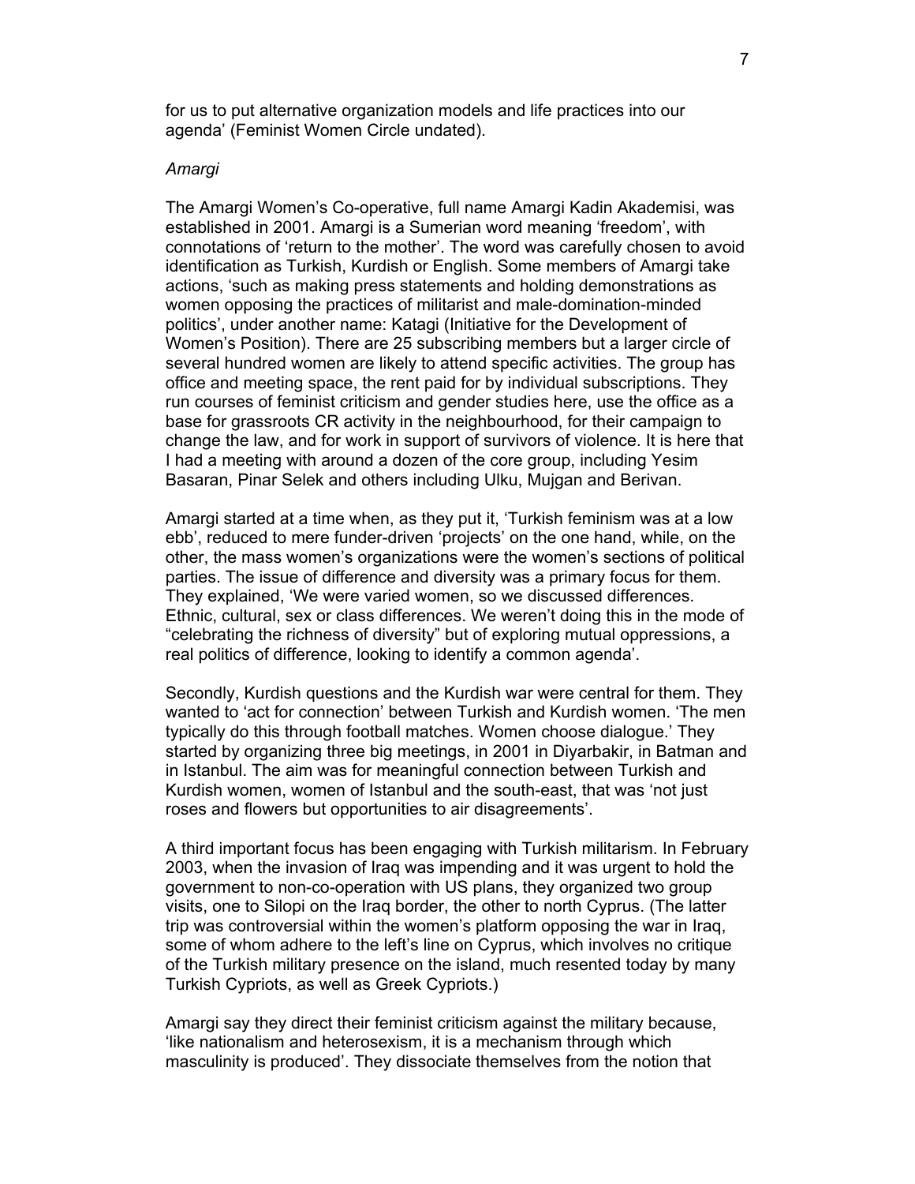for us to put alternative organization models and life practices into our agenda' (Feminist Women Circle undated).

*Amargi*

The Amargi Women's Co-operative, full name Amargi Kadin Akademisi, was established in 2001. Amargi is a Sumerian word meaning 'freedom', with connotations of 'return to the mother'. The word was carefully chosen to avoid identification as Turkish, Kurdish or English. Some members of Amargi take actions, 'such as making press statements and holding demonstrations as women opposing the practices of militarist and male-domination-minded politics', under another name: Katagi (Initiative for the Development of Women's Position). There are 25 subscribing members but a larger circle of several hundred women are likely to attend specific activities. The group has office and meeting space, the rent paid for by individual subscriptions. They run courses of feminist criticism and gender studies here, use the office as a base for grassroots CR activity in the neighbourhood, for their campaign to change the law, and for work in support of survivors of violence. It is here that I had a meeting with around a dozen of the core group, including Yesim Basaran, Pinar Selek and others including Ulku, Mujgan and Berivan.

Amargi started at a time when, as they put it, 'Turkish feminism was at a low ebb', reduced to mere funder-driven 'projects' on the one hand, while, on the other, the mass women's organizations were the women's sections of political parties. The issue of difference and diversity was a primary focus for them. They explained, 'We were varied women, so we discussed differences. Ethnic, cultural, sex or class differences. We weren't doing this in the mode of "celebrating the richness of diversity" but of exploring mutual oppressions, a real politics of difference, looking to identify a common agenda'.

Secondly, Kurdish questions and the Kurdish war were central for them. They wanted to 'act for connection' between Turkish and Kurdish women. 'The men typically do this through football matches. Women choose dialogue.' They started by organizing three big meetings, in 2001 in Diyarbakir, in Batman and in Istanbul. The aim was for meaningful connection between Turkish and Kurdish women, women of Istanbul and the south-east, that was 'not just roses and flowers but opportunities to air disagreements'.

A third important focus has been engaging with Turkish militarism. In February 2003, when the invasion of Iraq was impending and it was urgent to hold the government to non-co-operation with US plans, they organized two group visits, one to Silopi on the Iraq border, the other to north Cyprus. (The latter trip was controversial within the women's platform opposing the war in Iraq, some of whom adhere to the left's line on Cyprus, which involves no critique of the Turkish military presence on the island, much resented today by many Turkish Cypriots, as well as Greek Cypriots.)

Amargi say they direct their feminist criticism against the military because, 'like nationalism and heterosexism, it is a mechanism through which masculinity is produced'. They dissociate themselves from the notion that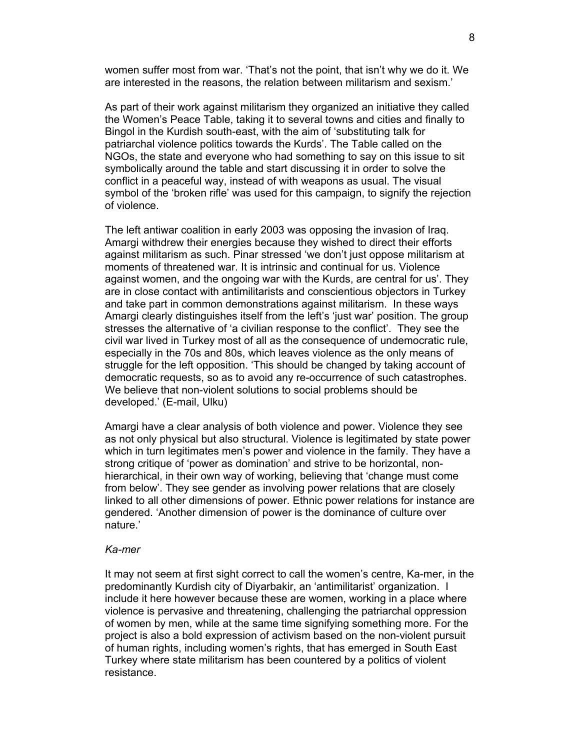women suffer most from war. 'That's not the point, that isn't why we do it. We are interested in the reasons, the relation between militarism and sexism.'

As part of their work against militarism they organized an initiative they called the Women's Peace Table, taking it to several towns and cities and finally to Bingol in the Kurdish south-east, with the aim of 'substituting talk for patriarchal violence politics towards the Kurds'. The Table called on the NGOs, the state and everyone who had something to say on this issue to sit symbolically around the table and start discussing it in order to solve the conflict in a peaceful way, instead of with weapons as usual. The visual symbol of the 'broken rifle' was used for this campaign, to signify the rejection of violence.

The left antiwar coalition in early 2003 was opposing the invasion of Iraq. Amargi withdrew their energies because they wished to direct their efforts against militarism as such. Pinar stressed 'we don't just oppose militarism at moments of threatened war. It is intrinsic and continual for us. Violence against women, and the ongoing war with the Kurds, are central for us'. They are in close contact with antimilitarists and conscientious objectors in Turkey and take part in common demonstrations against militarism. In these ways Amargi clearly distinguishes itself from the left's 'just war' position. The group stresses the alternative of 'a civilian response to the conflict'. They see the civil war lived in Turkey most of all as the consequence of undemocratic rule, especially in the 70s and 80s, which leaves violence as the only means of struggle for the left opposition. 'This should be changed by taking account of democratic requests, so as to avoid any re-occurrence of such catastrophes. We believe that non-violent solutions to social problems should be developed.' (E-mail, Ulku)

Amargi have a clear analysis of both violence and power. Violence they see as not only physical but also structural. Violence is legitimated by state power which in turn legitimates men's power and violence in the family. They have a strong critique of 'power as domination' and strive to be horizontal, non-hierarchical, in their own way of working, believing that 'change must come from below'. They see gender as involving power relations that are closely linked to all other dimensions of power. Ethnic power relations for instance are gendered. 'Another dimension of power is the dominance of culture over nature.'

*Ka-mer*

It may not seem at first sight correct to call the women's centre, Ka-mer, in the predominantly Kurdish city of Diyarbakir, an 'antimilitarist' organization. I include it here however because these are women, working in a place where violence is pervasive and threatening, challenging the patriarchal oppression of women by men, while at the same time signifying something more. For the project is also a bold expression of activism based on the non-violent pursuit of human rights, including women's rights, that has emerged in South East Turkey where state militarism has been countered by a politics of violent resistance.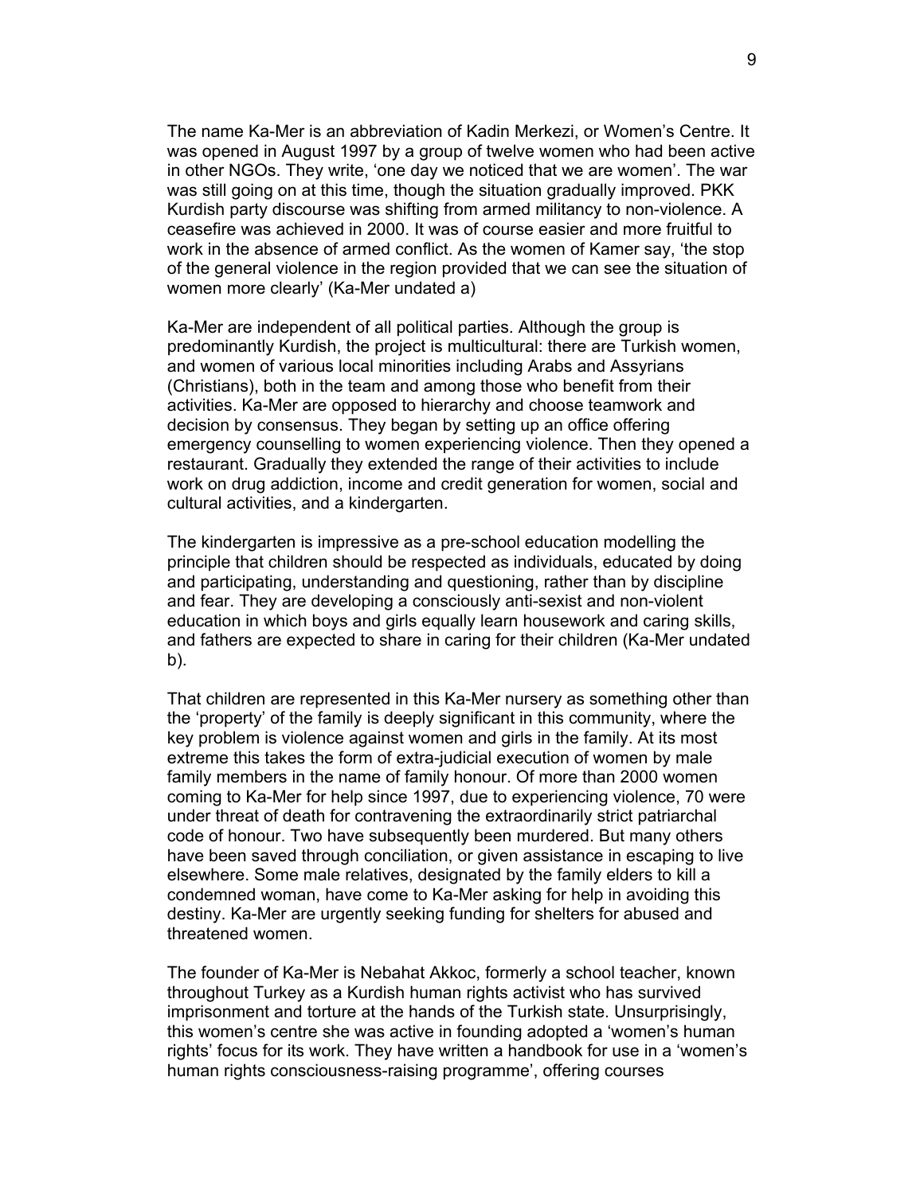The name Ka-Mer is an abbreviation of Kadin Merkezi, or Women's Centre. It was opened in August 1997 by a group of twelve women who had been active in other NGOs. They write, 'one day we noticed that we are women'. The war was still going on at this time, though the situation gradually improved. PKK Kurdish party discourse was shifting from armed militancy to non-violence. A ceasefire was achieved in 2000. It was of course easier and more fruitful to work in the absence of armed conflict. As the women of Kamer say, 'the stop of the general violence in the region provided that we can see the situation of women more clearly' (Ka-Mer undated a)

Ka-Mer are independent of all political parties. Although the group is predominantly Kurdish, the project is multicultural: there are Turkish women, and women of various local minorities including Arabs and Assyrians (Christians), both in the team and among those who benefit from their activities. Ka-Mer are opposed to hierarchy and choose teamwork and decision by consensus. They began by setting up an office offering emergency counselling to women experiencing violence. Then they opened a restaurant. Gradually they extended the range of their activities to include work on drug addiction, income and credit generation for women, social and cultural activities, and a kindergarten.

The kindergarten is impressive as a pre-school education modelling the principle that children should be respected as individuals, educated by doing and participating, understanding and questioning, rather than by discipline and fear. They are developing a consciously anti-sexist and non-violent education in which boys and girls equally learn housework and caring skills, and fathers are expected to share in caring for their children (Ka-Mer undated b).

That children are represented in this Ka-Mer nursery as something other than the 'property' of the family is deeply significant in this community, where the key problem is violence against women and girls in the family. At its most extreme this takes the form of extra-judicial execution of women by male family members in the name of family honour. Of more than 2000 women coming to Ka-Mer for help since 1997, due to experiencing violence, 70 were under threat of death for contravening the extraordinarily strict patriarchal code of honour. Two have subsequently been murdered. But many others have been saved through conciliation, or given assistance in escaping to live elsewhere. Some male relatives, designated by the family elders to kill a condemned woman, have come to Ka-Mer asking for help in avoiding this destiny. Ka-Mer are urgently seeking funding for shelters for abused and threatened women.

The founder of Ka-Mer is Nebahat Akkoc, formerly a school teacher, known throughout Turkey as a Kurdish human rights activist who has survived imprisonment and torture at the hands of the Turkish state. Unsurprisingly, this women's centre she was active in founding adopted a 'women's human rights' focus for its work. They have written a handbook for use in a 'women's human rights consciousness-raising programme', offering courses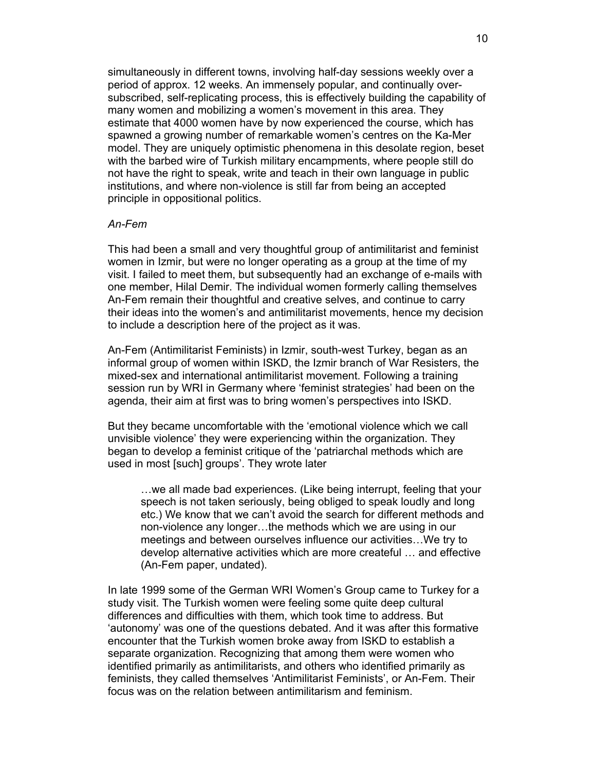simultaneously in different towns, involving half-day sessions weekly over a period of approx. 12 weeks. An immensely popular, and continually over-subscribed, self-replicating process, this is effectively building the capability of many women and mobilizing a women's movement in this area. They estimate that 4000 women have by now experienced the course, which has spawned a growing number of remarkable women's centres on the Ka-Mer model. They are uniquely optimistic phenomena in this desolate region, beset with the barbed wire of Turkish military encampments, where people still do not have the right to speak, write and teach in their own language in public institutions, and where non-violence is still far from being an accepted principle in oppositional politics.

*An-Fem*

This had been a small and very thoughtful group of antimilitarist and feminist women in Izmir, but were no longer operating as a group at the time of my visit. I failed to meet them, but subsequently had an exchange of e-mails with one member, Hilal Demir. The individual women formerly calling themselves An-Fem remain their thoughtful and creative selves, and continue to carry their ideas into the women's and antimilitarist movements, hence my decision to include a description here of the project as it was.

An-Fem (Antimilitarist Feminists) in Izmir, south-west Turkey, began as an informal group of women within ISKD, the Izmir branch of War Resisters, the mixed-sex and international antimilitarist movement. Following a training session run by WRI in Germany where 'feminist strategies' had been on the agenda, their aim at first was to bring women's perspectives into ISKD.

But they became uncomfortable with the 'emotional violence which we call unvisible violence' they were experiencing within the organization. They began to develop a feminist critique of the 'patriarchal methods which are used in most [such] groups'. They wrote later

> …we all made bad experiences. (Like being interrupt, feeling that your speech is not taken seriously, being obliged to speak loudly and long etc.) We know that we can't avoid the search for different methods and non-violence any longer…the methods which we are using in our meetings and between ourselves influence our activities…We try to develop alternative activities which are more createful … and effective (An-Fem paper, undated).

In late 1999 some of the German WRI Women's Group came to Turkey for a study visit. The Turkish women were feeling some quite deep cultural differences and difficulties with them, which took time to address. But 'autonomy' was one of the questions debated. And it was after this formative encounter that the Turkish women broke away from ISKD to establish a separate organization. Recognizing that among them were women who identified primarily as antimilitarists, and others who identified primarily as feminists, they called themselves 'Antimilitarist Feminists', or An-Fem. Their focus was on the relation between antimilitarism and feminism.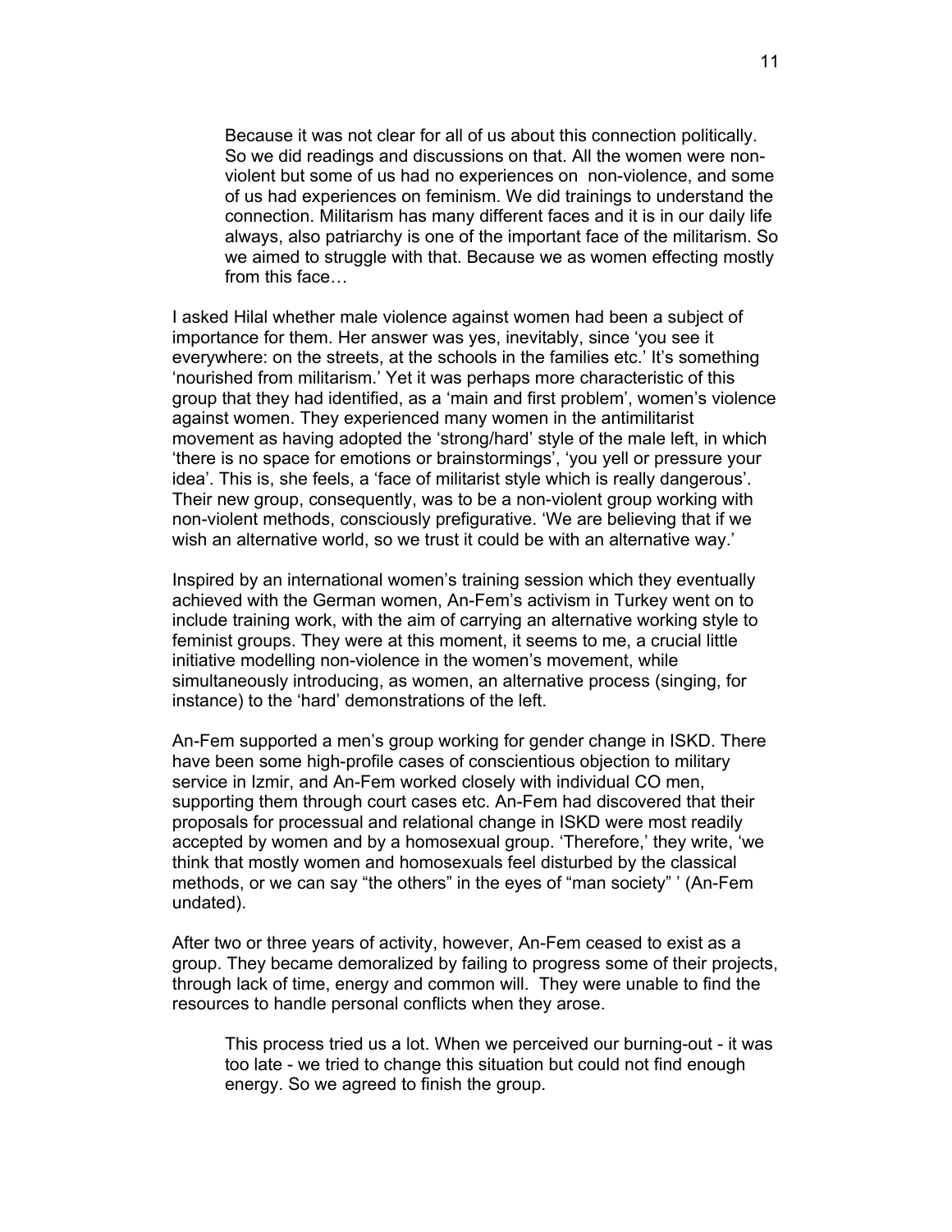> Because it was not clear for all of us about this connection politically. So we did readings and discussions on that. All the women were non-violent but some of us had no experiences on non-violence, and some of us had experiences on feminism. We did trainings to understand the connection. Militarism has many different faces and it is in our daily life always, also patriarchy is one of the important face of the militarism. So we aimed to struggle with that. Because we as women effecting mostly from this face…

I asked Hilal whether male violence against women had been a subject of importance for them. Her answer was yes, inevitably, since 'you see it everywhere: on the streets, at the schools in the families etc.' It's something 'nourished from militarism.' Yet it was perhaps more characteristic of this group that they had identified, as a 'main and first problem', women's violence against women. They experienced many women in the antimilitarist movement as having adopted the 'strong/hard' style of the male left, in which 'there is no space for emotions or brainstormings', 'you yell or pressure your idea'. This is, she feels, a 'face of militarist style which is really dangerous'. Their new group, consequently, was to be a non-violent group working with non-violent methods, consciously prefigurative. 'We are believing that if we wish an alternative world, so we trust it could be with an alternative way.'

Inspired by an international women's training session which they eventually achieved with the German women, An-Fem's activism in Turkey went on to include training work, with the aim of carrying an alternative working style to feminist groups. They were at this moment, it seems to me, a crucial little initiative modelling non-violence in the women's movement, while simultaneously introducing, as women, an alternative process (singing, for instance) to the 'hard' demonstrations of the left.

An-Fem supported a men's group working for gender change in ISKD. There have been some high-profile cases of conscientious objection to military service in Izmir, and An-Fem worked closely with individual CO men, supporting them through court cases etc. An-Fem had discovered that their proposals for processual and relational change in ISKD were most readily accepted by women and by a homosexual group. 'Therefore,' they write, 'we think that mostly women and homosexuals feel disturbed by the classical methods, or we can say "the others" in the eyes of "man society" ' (An-Fem undated).

After two or three years of activity, however, An-Fem ceased to exist as a group. They became demoralized by failing to progress some of their projects, through lack of time, energy and common will. They were unable to find the resources to handle personal conflicts when they arose.

> This process tried us a lot. When we perceived our burning-out - it was too late - we tried to change this situation but could not find enough energy. So we agreed to finish the group.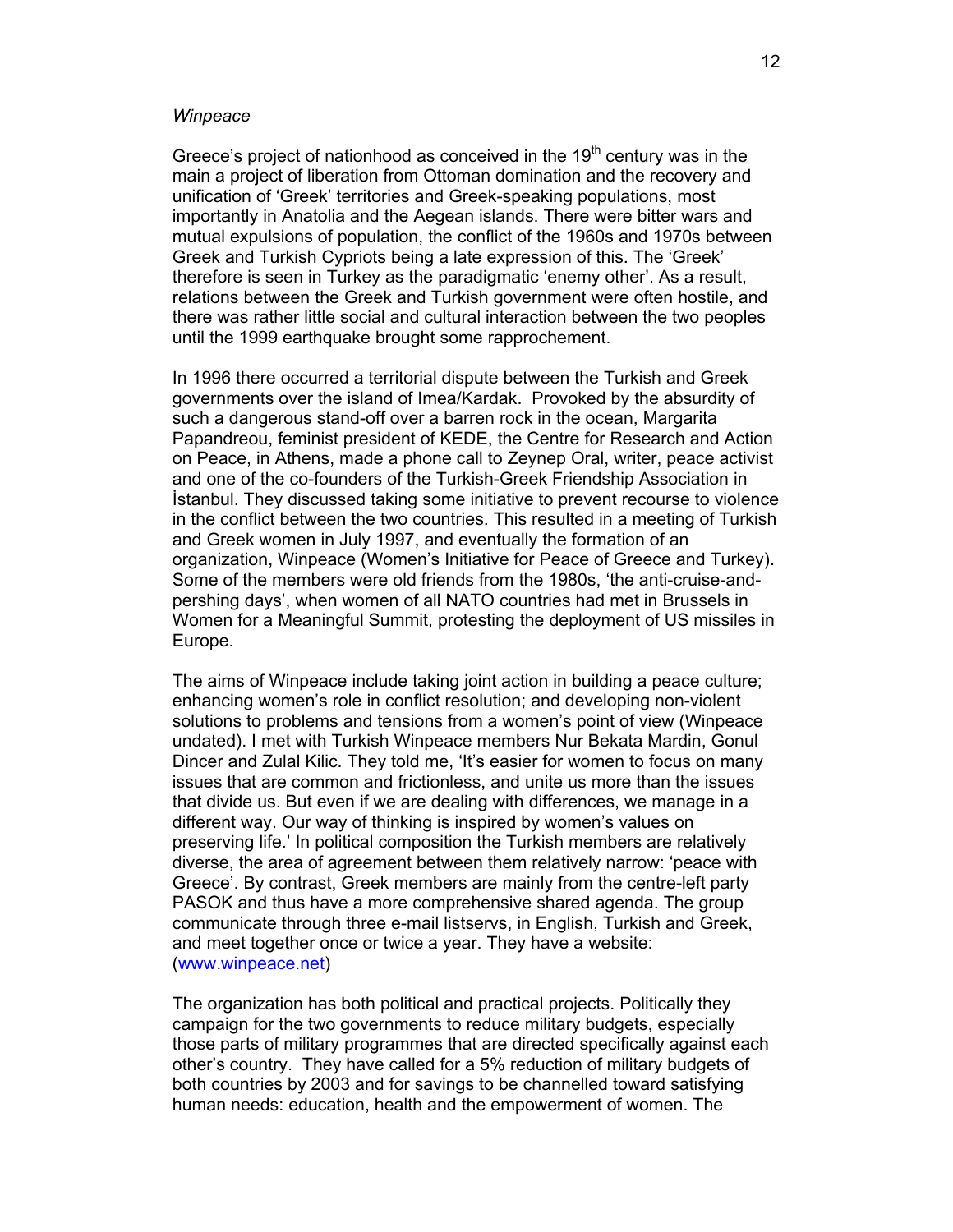*Winpeace*

Greece's project of nationhood as conceived in the 19th century was in the main a project of liberation from Ottoman domination and the recovery and unification of 'Greek' territories and Greek-speaking populations, most importantly in Anatolia and the Aegean islands. There were bitter wars and mutual expulsions of population, the conflict of the 1960s and 1970s between Greek and Turkish Cypriots being a late expression of this. The 'Greek' therefore is seen in Turkey as the paradigmatic 'enemy other'. As a result, relations between the Greek and Turkish government were often hostile, and there was rather little social and cultural interaction between the two peoples until the 1999 earthquake brought some rapprochement.

In 1996 there occurred a territorial dispute between the Turkish and Greek governments over the island of Imea/Kardak. Provoked by the absurdity of such a dangerous stand-off over a barren rock in the ocean, Margarita Papandreou, feminist president of KEDE, the Centre for Research and Action on Peace, in Athens, made a phone call to Zeynep Oral, writer, peace activist and one of the co-founders of the Turkish-Greek Friendship Association in İstanbul. They discussed taking some initiative to prevent recourse to violence in the conflict between the two countries. This resulted in a meeting of Turkish and Greek women in July 1997, and eventually the formation of an organization, Winpeace (Women's Initiative for Peace of Greece and Turkey). Some of the members were old friends from the 1980s, 'the anti-cruise-and-pershing days', when women of all NATO countries had met in Brussels in Women for a Meaningful Summit, protesting the deployment of US missiles in Europe.

The aims of Winpeace include taking joint action in building a peace culture; enhancing women's role in conflict resolution; and developing non-violent solutions to problems and tensions from a women's point of view (Winpeace undated). I met with Turkish Winpeace members Nur Bekata Mardin, Gonul Dincer and Zulal Kilic. They told me, 'It's easier for women to focus on many issues that are common and frictionless, and unite us more than the issues that divide us. But even if we are dealing with differences, we manage in a different way. Our way of thinking is inspired by women's values on preserving life.' In political composition the Turkish members are relatively diverse, the area of agreement between them relatively narrow: 'peace with Greece'. By contrast, Greek members are mainly from the centre-left party PASOK and thus have a more comprehensive shared agenda. The group communicate through three e-mail listservs, in English, Turkish and Greek, and meet together once or twice a year. They have a website: (www.winpeace.net)

The organization has both political and practical projects. Politically they campaign for the two governments to reduce military budgets, especially those parts of military programmes that are directed specifically against each other's country. They have called for a 5% reduction of military budgets of both countries by 2003 and for savings to be channelled toward satisfying human needs: education, health and the empowerment of women. The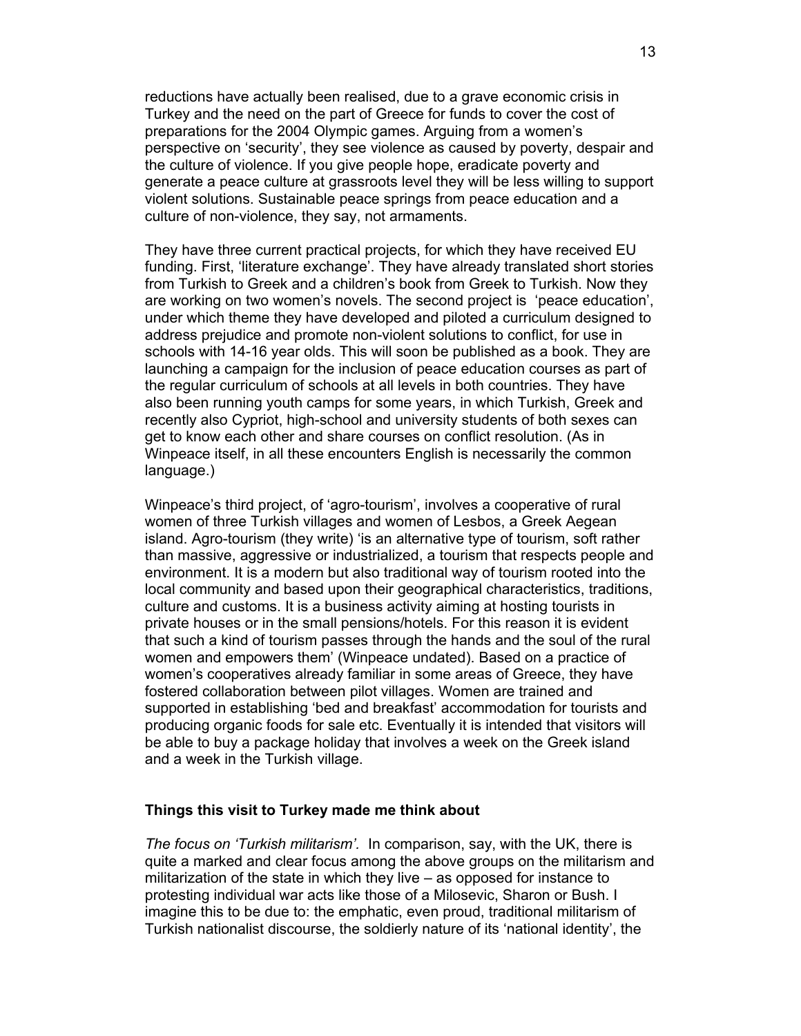reductions have actually been realised, due to a grave economic crisis in Turkey and the need on the part of Greece for funds to cover the cost of preparations for the 2004 Olympic games. Arguing from a women's perspective on 'security', they see violence as caused by poverty, despair and the culture of violence. If you give people hope, eradicate poverty and generate a peace culture at grassroots level they will be less willing to support violent solutions. Sustainable peace springs from peace education and a culture of non-violence, they say, not armaments.

They have three current practical projects, for which they have received EU funding. First, 'literature exchange'. They have already translated short stories from Turkish to Greek and a children's book from Greek to Turkish. Now they are working on two women's novels. The second project is 'peace education', under which theme they have developed and piloted a curriculum designed to address prejudice and promote non-violent solutions to conflict, for use in schools with 14-16 year olds. This will soon be published as a book. They are launching a campaign for the inclusion of peace education courses as part of the regular curriculum of schools at all levels in both countries. They have also been running youth camps for some years, in which Turkish, Greek and recently also Cypriot, high-school and university students of both sexes can get to know each other and share courses on conflict resolution. (As in Winpeace itself, in all these encounters English is necessarily the common language.)

Winpeace's third project, of 'agro-tourism', involves a cooperative of rural women of three Turkish villages and women of Lesbos, a Greek Aegean island. Agro-tourism (they write) 'is an alternative type of tourism, soft rather than massive, aggressive or industrialized, a tourism that respects people and environment. It is a modern but also traditional way of tourism rooted into the local community and based upon their geographical characteristics, traditions, culture and customs. It is a business activity aiming at hosting tourists in private houses or in the small pensions/hotels. For this reason it is evident that such a kind of tourism passes through the hands and the soul of the rural women and empowers them' (Winpeace undated). Based on a practice of women's cooperatives already familiar in some areas of Greece, they have fostered collaboration between pilot villages. Women are trained and supported in establishing 'bed and breakfast' accommodation for tourists and producing organic foods for sale etc. Eventually it is intended that visitors will be able to buy a package holiday that involves a week on the Greek island and a week in the Turkish village.

### Things this visit to Turkey made me think about

*The focus on 'Turkish militarism'.* In comparison, say, with the UK, there is quite a marked and clear focus among the above groups on the militarism and militarization of the state in which they live – as opposed for instance to protesting individual war acts like those of a Milosevic, Sharon or Bush. I imagine this to be due to: the emphatic, even proud, traditional militarism of Turkish nationalist discourse, the soldierly nature of its 'national identity', the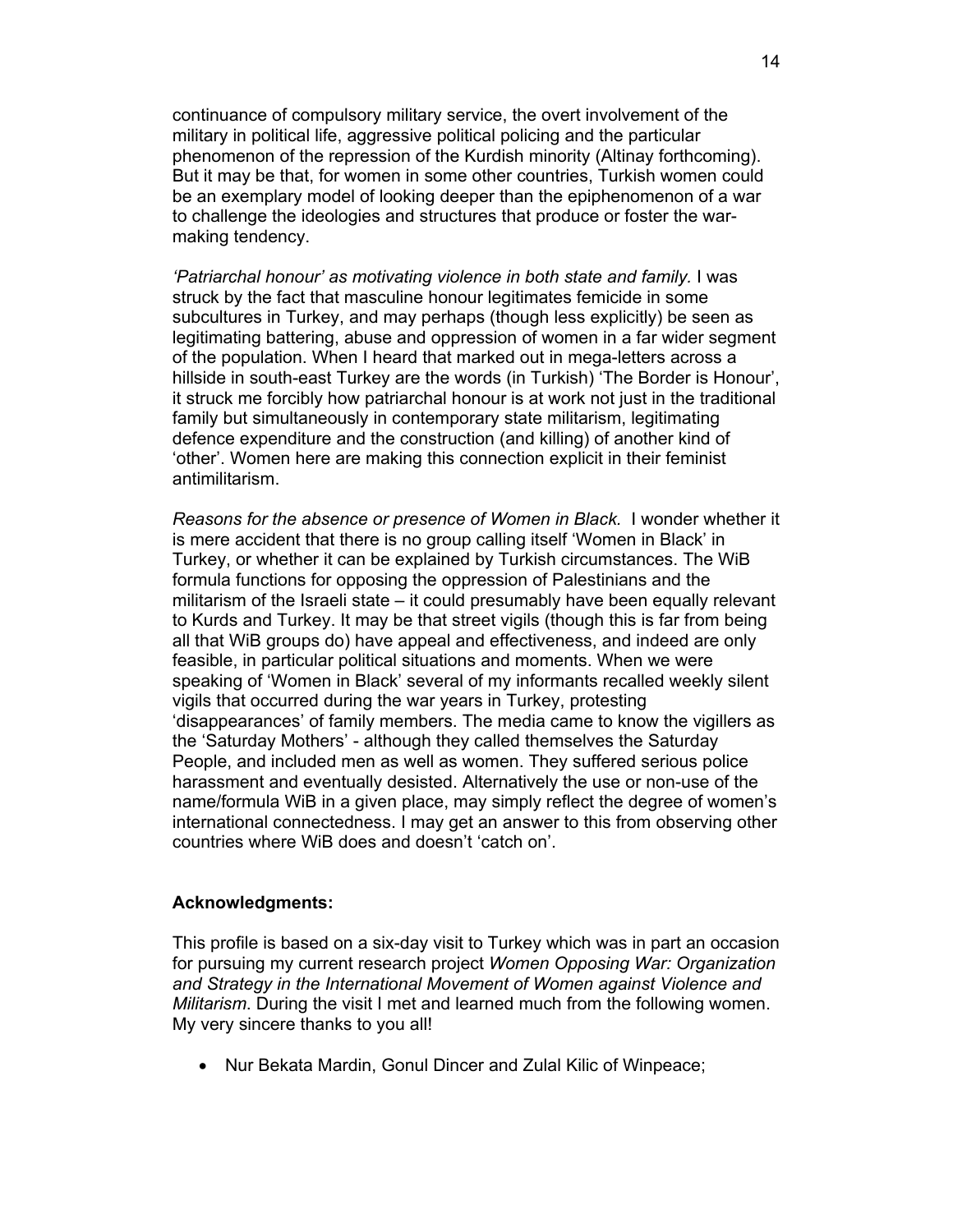continuance of compulsory military service, the overt involvement of the military in political life, aggressive political policing and the particular phenomenon of the repression of the Kurdish minority (Altinay forthcoming). But it may be that, for women in some other countries, Turkish women could be an exemplary model of looking deeper than the epiphenomenon of a war to challenge the ideologies and structures that produce or foster the war-making tendency.

*'Patriarchal honour' as motivating violence in both state and family.* I was struck by the fact that masculine honour legitimates femicide in some subcultures in Turkey, and may perhaps (though less explicitly) be seen as legitimating battering, abuse and oppression of women in a far wider segment of the population. When I heard that marked out in mega-letters across a hillside in south-east Turkey are the words (in Turkish) 'The Border is Honour', it struck me forcibly how patriarchal honour is at work not just in the traditional family but simultaneously in contemporary state militarism, legitimating defence expenditure and the construction (and killing) of another kind of 'other'. Women here are making this connection explicit in their feminist antimilitarism.

*Reasons for the absence or presence of Women in Black.* I wonder whether it is mere accident that there is no group calling itself 'Women in Black' in Turkey, or whether it can be explained by Turkish circumstances. The WiB formula functions for opposing the oppression of Palestinians and the militarism of the Israeli state – it could presumably have been equally relevant to Kurds and Turkey. It may be that street vigils (though this is far from being all that WiB groups do) have appeal and effectiveness, and indeed are only feasible, in particular political situations and moments. When we were speaking of 'Women in Black' several of my informants recalled weekly silent vigils that occurred during the war years in Turkey, protesting 'disappearances' of family members. The media came to know the vigillers as the 'Saturday Mothers' - although they called themselves the Saturday People, and included men as well as women. They suffered serious police harassment and eventually desisted. Alternatively the use or non-use of the name/formula WiB in a given place, may simply reflect the degree of women's international connectedness. I may get an answer to this from observing other countries where WiB does and doesn't 'catch on'.

**Acknowledgments:**

This profile is based on a six-day visit to Turkey which was in part an occasion for pursuing my current research project *Women Opposing War: Organization and Strategy in the International Movement of Women against Violence and Militarism*. During the visit I met and learned much from the following women. My very sincere thanks to you all!

- Nur Bekata Mardin, Gonul Dincer and Zulal Kilic of Winpeace;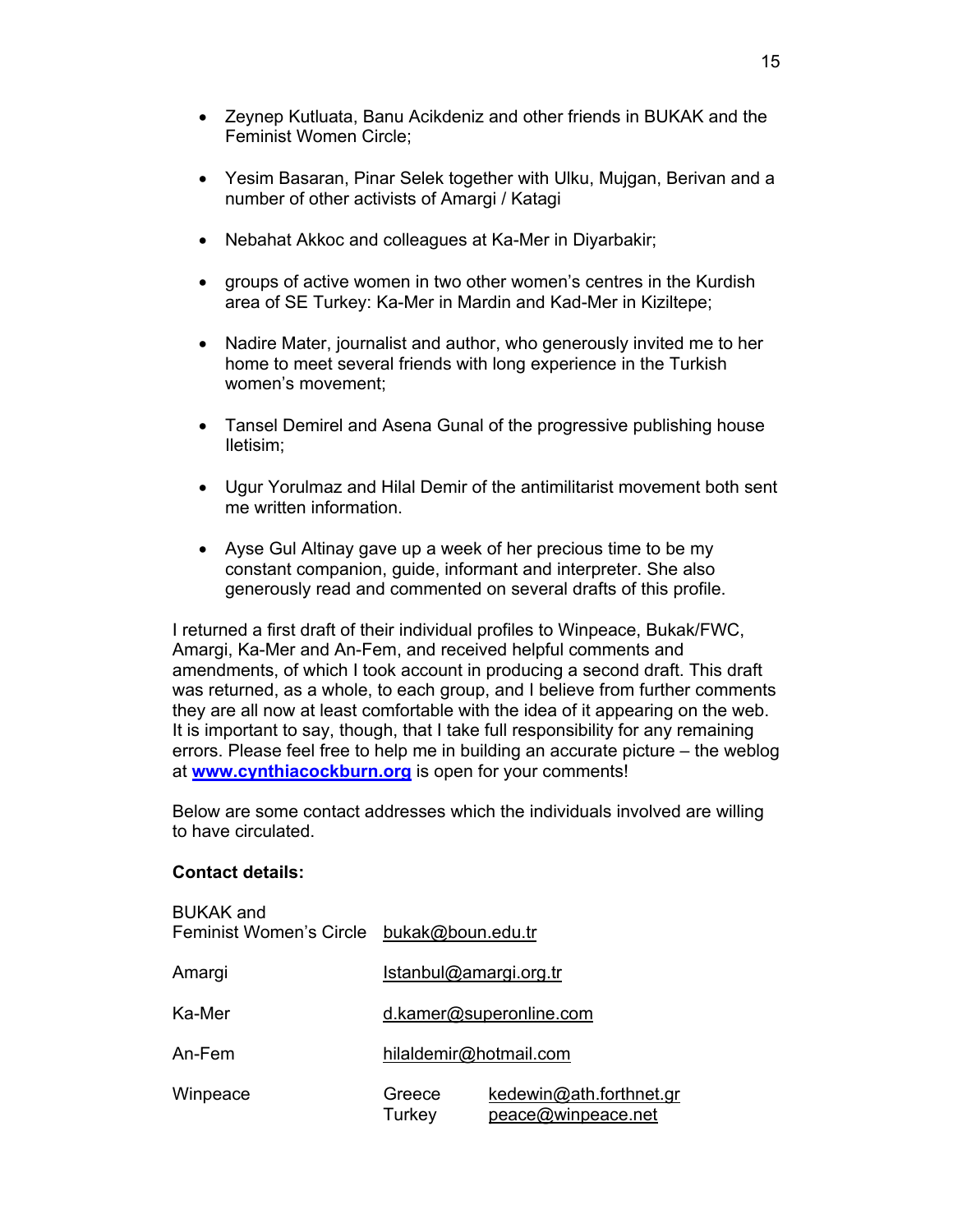- Zeynep Kutluata, Banu Acikdeniz and other friends in BUKAK and the Feminist Women Circle;

- Yesim Basaran, Pinar Selek together with Ulku, Mujgan, Berivan and a number of other activists of Amargi / Katagi

- Nebahat Akkoc and colleagues at Ka-Mer in Diyarbakir;

- groups of active women in two other women's centres in the Kurdish area of SE Turkey: Ka-Mer in Mardin and Kad-Mer in Kiziltepe;

- Nadire Mater, journalist and author, who generously invited me to her home to meet several friends with long experience in the Turkish women's movement;

- Tansel Demirel and Asena Gunal of the progressive publishing house Iletisim;

- Ugur Yorulmaz and Hilal Demir of the antimilitarist movement both sent me written information.

- Ayse Gul Altinay gave up a week of her precious time to be my constant companion, guide, informant and interpreter. She also generously read and commented on several drafts of this profile.

I returned a first draft of their individual profiles to Winpeace, Bukak/FWC, Amargi, Ka-Mer and An-Fem, and received helpful comments and amendments, of which I took account in producing a second draft. This draft was returned, as a whole, to each group, and I believe from further comments they are all now at least comfortable with the idea of it appearing on the web. It is important to say, though, that I take full responsibility for any remaining errors. Please feel free to help me in building an accurate picture – the weblog at **www.cynthiacockburn.org** is open for your comments!

Below are some contact addresses which the individuals involved are willing to have circulated.

**Contact details:**

| | | |
|---|---|---|
| BUKAK and Feminist Women's Circle | bukak@boun.edu.tr | |
| Amargi | Istanbul@amargi.org.tr | |
| Ka-Mer | d.kamer@superonline.com | |
| An-Fem | hilaldemir@hotmail.com | |
| Winpeace | Greece | kedewin@ath.forthnet.gr |
| | Turkey | peace@winpeace.net |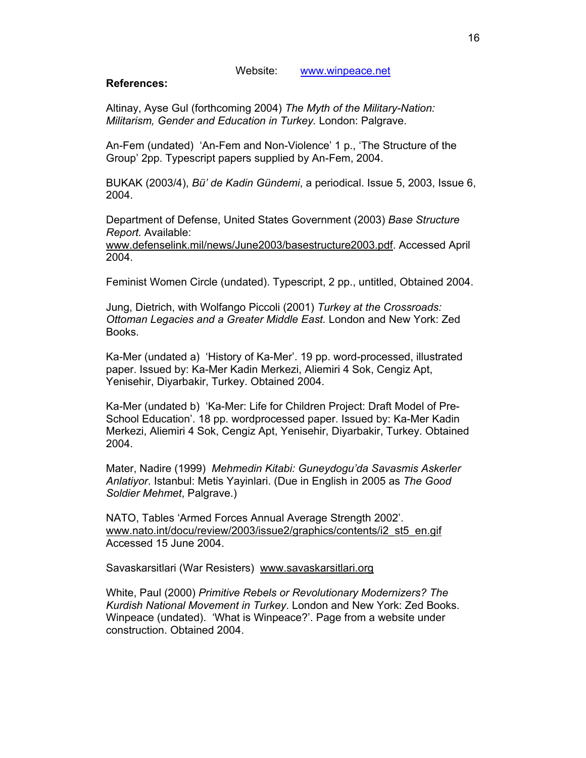Website: www.winpeace.net

**References:**

Altinay, Ayse Gul (forthcoming 2004) *The Myth of the Military-Nation: Militarism, Gender and Education in Turkey.* London: Palgrave.

An-Fem (undated) 'An-Fem and Non-Violence' 1 p., 'The Structure of the Group' 2pp. Typescript papers supplied by An-Fem, 2004.

BUKAK (2003/4), *Bü' de Kadin Gündemi*, a periodical. Issue 5, 2003, Issue 6, 2004.

Department of Defense, United States Government (2003) *Base Structure Report.* Available: www.defenselink.mil/news/June2003/basestructure2003.pdf. Accessed April 2004.

Feminist Women Circle (undated). Typescript, 2 pp., untitled, Obtained 2004.

Jung, Dietrich, with Wolfango Piccoli (2001) *Turkey at the Crossroads: Ottoman Legacies and a Greater Middle East.* London and New York: Zed Books.

Ka-Mer (undated a) 'History of Ka-Mer'. 19 pp. word-processed, illustrated paper. Issued by: Ka-Mer Kadin Merkezi, Aliemiri 4 Sok, Cengiz Apt, Yenisehir, Diyarbakir, Turkey. Obtained 2004.

Ka-Mer (undated b) 'Ka-Mer: Life for Children Project: Draft Model of Pre-School Education'. 18 pp. wordprocessed paper. Issued by: Ka-Mer Kadin Merkezi, Aliemiri 4 Sok, Cengiz Apt, Yenisehir, Diyarbakir, Turkey. Obtained 2004.

Mater, Nadire (1999) *Mehmedin Kitabi: Guneydogu'da Savasmis Askerler Anlatiyor*. Istanbul: Metis Yayinlari. (Due in English in 2005 as *The Good Soldier Mehmet*, Palgrave.)

NATO, Tables 'Armed Forces Annual Average Strength 2002'. www.nato.int/docu/review/2003/issue2/graphics/contents/i2_st5_en.gif Accessed 15 June 2004.

Savaskarsitlari (War Resisters) www.savaskarsitlari.org

White, Paul (2000) *Primitive Rebels or Revolutionary Modernizers? The Kurdish National Movement in Turkey*. London and New York: Zed Books.
Winpeace (undated). 'What is Winpeace?'. Page from a website under construction. Obtained 2004.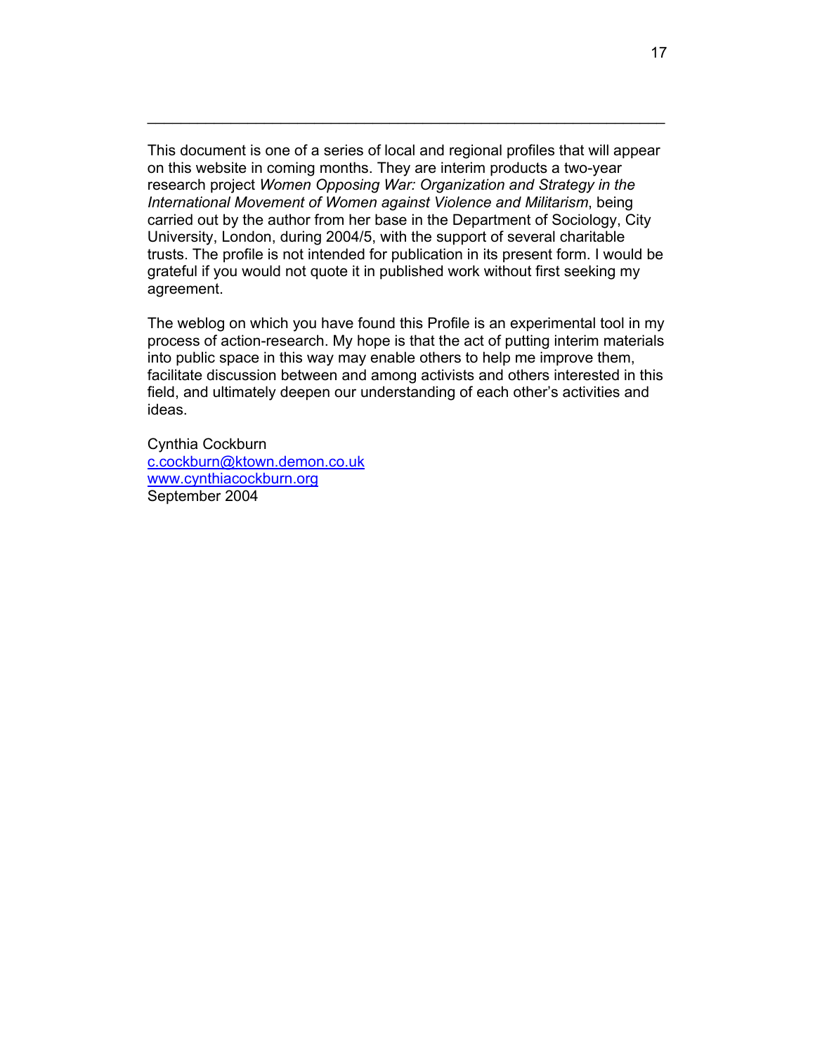---

This document is one of a series of local and regional profiles that will appear on this website in coming months. They are interim products a two-year research project *Women Opposing War: Organization and Strategy in the International Movement of Women against Violence and Militarism*, being carried out by the author from her base in the Department of Sociology, City University, London, during 2004/5, with the support of several charitable trusts. The profile is not intended for publication in its present form. I would be grateful if you would not quote it in published work without first seeking my agreement.

The weblog on which you have found this Profile is an experimental tool in my process of action-research. My hope is that the act of putting interim materials into public space in this way may enable others to help me improve them, facilitate discussion between and among activists and others interested in this field, and ultimately deepen our understanding of each other's activities and ideas.

Cynthia Cockburn
c.cockburn@ktown.demon.co.uk
www.cynthiacockburn.org
September 2004